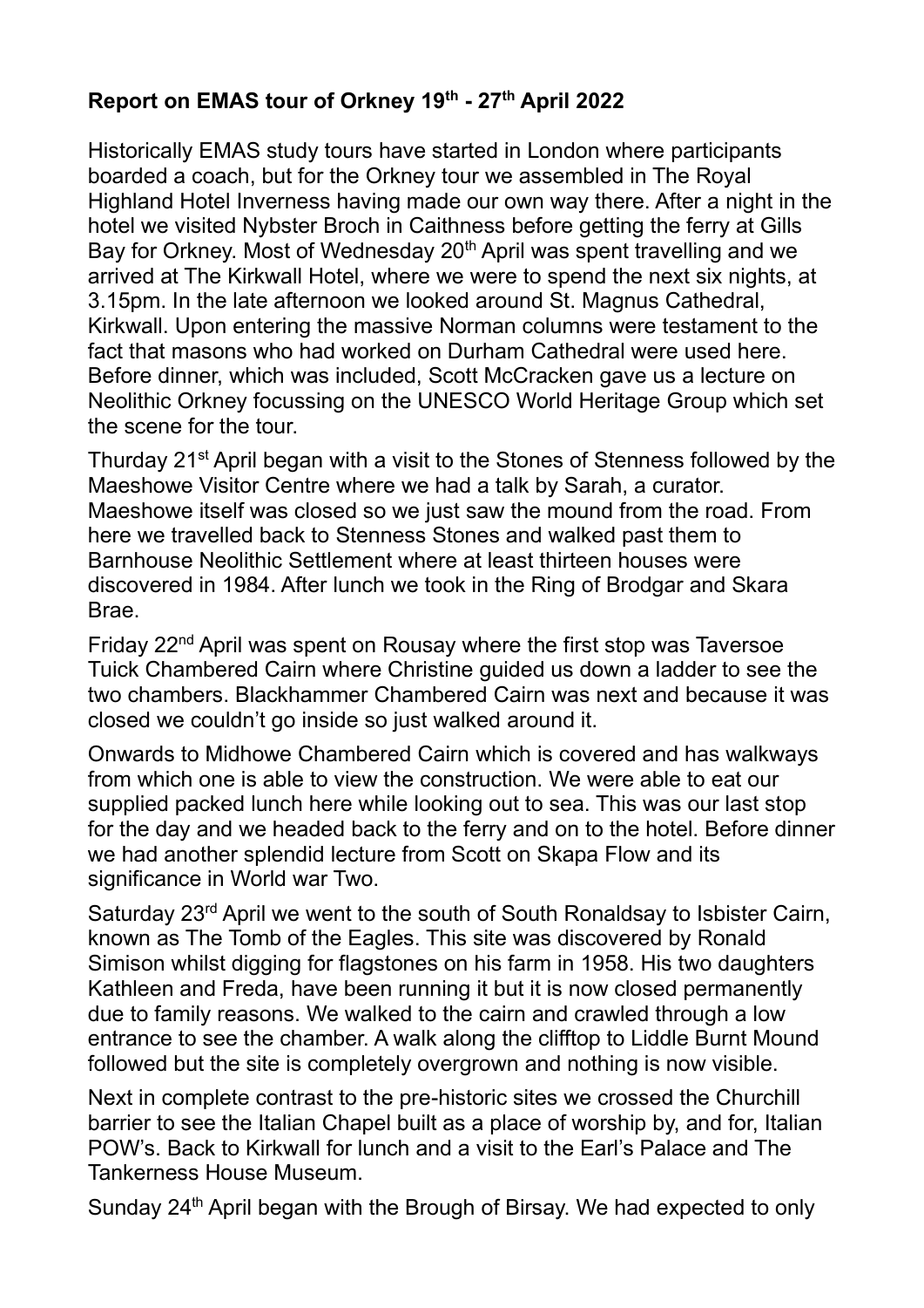**Report on EMAS tour of Orkney 19th - 27th April 2022**

Historically EMAS study tours have started in London where participants boarded a coach, but for the Orkney tour we assembled in The Royal Highland Hotel Inverness having made our own way there. After a night in the hotel we visited Nybster Broch in Caithness before getting the ferry at Gills Bay for Orkney. Most of Wednesday 20th April was spent travelling and we arrived at The Kirkwall Hotel, where we were to spend the next six nights, at 3.15pm. In the late afternoon we looked around St. Magnus Cathedral, Kirkwall. Upon entering the massive Norman columns were testament to the fact that masons who had worked on Durham Cathedral were used here. Before dinner, which was included, Scott McCracken gave us a lecture on Neolithic Orkney focussing on the UNESCO World Heritage Group which set the scene for the tour.

Thurday 21st April began with a visit to the Stones of Stenness followed by the Maeshowe Visitor Centre where we had a talk by Sarah, a curator. Maeshowe itself was closed so we just saw the mound from the road. From here we travelled back to Stenness Stones and walked past them to Barnhouse Neolithic Settlement where at least thirteen houses were discovered in 1984. After lunch we took in the Ring of Brodgar and Skara Brae.

Friday 22nd April was spent on Rousay where the first stop was Taversoe Tuick Chambered Cairn where Christine guided us down a ladder to see the two chambers. Blackhammer Chambered Cairn was next and because it was closed we couldn't go inside so just walked around it.

Onwards to Midhowe Chambered Cairn which is covered and has walkways from which one is able to view the construction. We were able to eat our supplied packed lunch here while looking out to sea. This was our last stop for the day and we headed back to the ferry and on to the hotel. Before dinner we had another splendid lecture from Scott on Skapa Flow and its significance in World war Two.

Saturday 23rd April we went to the south of South Ronaldsay to Isbister Cairn, known as The Tomb of the Eagles. This site was discovered by Ronald Simison whilst digging for flagstones on his farm in 1958. His two daughters Kathleen and Freda, have been running it but it is now closed permanently due to family reasons. We walked to the cairn and crawled through a low entrance to see the chamber. A walk along the clifftop to Liddle Burnt Mound followed but the site is completely overgrown and nothing is now visible.

Next in complete contrast to the pre-historic sites we crossed the Churchill barrier to see the Italian Chapel built as a place of worship by, and for, Italian POW's. Back to Kirkwall for lunch and a visit to the Earl's Palace and The Tankerness House Museum.

Sunday 24th April began with the Brough of Birsay. We had expected to only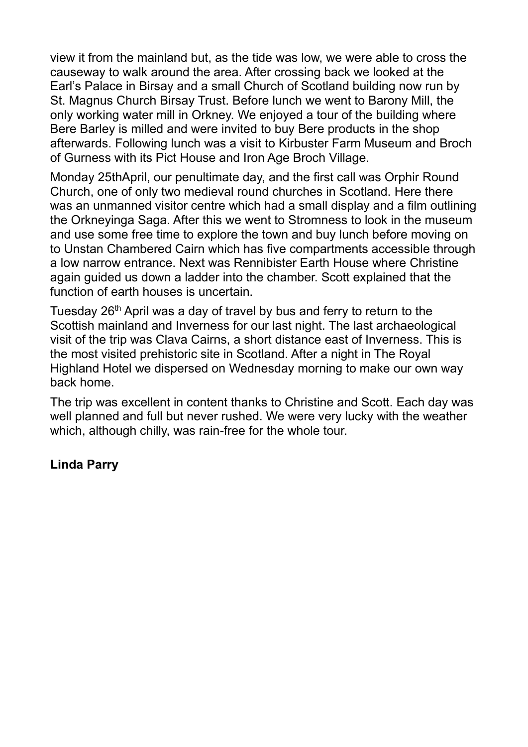view it from the mainland but, as the tide was low, we were able to cross the causeway to walk around the area. After crossing back we looked at the Earl's Palace in Birsay and a small Church of Scotland building now run by St. Magnus Church Birsay Trust. Before lunch we went to Barony Mill, the only working water mill in Orkney. We enjoyed a tour of the building where Bere Barley is milled and were invited to buy Bere products in the shop afterwards. Following lunch was a visit to Kirbuster Farm Museum and Broch of Gurness with its Pict House and Iron Age Broch Village.

Monday 25thApril, our penultimate day, and the first call was Orphir Round Church, one of only two medieval round churches in Scotland. Here there was an unmanned visitor centre which had a small display and a film outlining the Orkneyinga Saga. After this we went to Stromness to look in the museum and use some free time to explore the town and buy lunch before moving on to Unstan Chambered Cairn which has five compartments accessible through a low narrow entrance. Next was Rennibister Earth House where Christine again guided us down a ladder into the chamber. Scott explained that the function of earth houses is uncertain.

Tuesday 26th April was a day of travel by bus and ferry to return to the Scottish mainland and Inverness for our last night. The last archaeological visit of the trip was Clava Cairns, a short distance east of Inverness. This is the most visited prehistoric site in Scotland. After a night in The Royal Highland Hotel we dispersed on Wednesday morning to make our own way back home.

The trip was excellent in content thanks to Christine and Scott. Each day was well planned and full but never rushed. We were very lucky with the weather which, although chilly, was rain-free for the whole tour.

**Linda Parry**